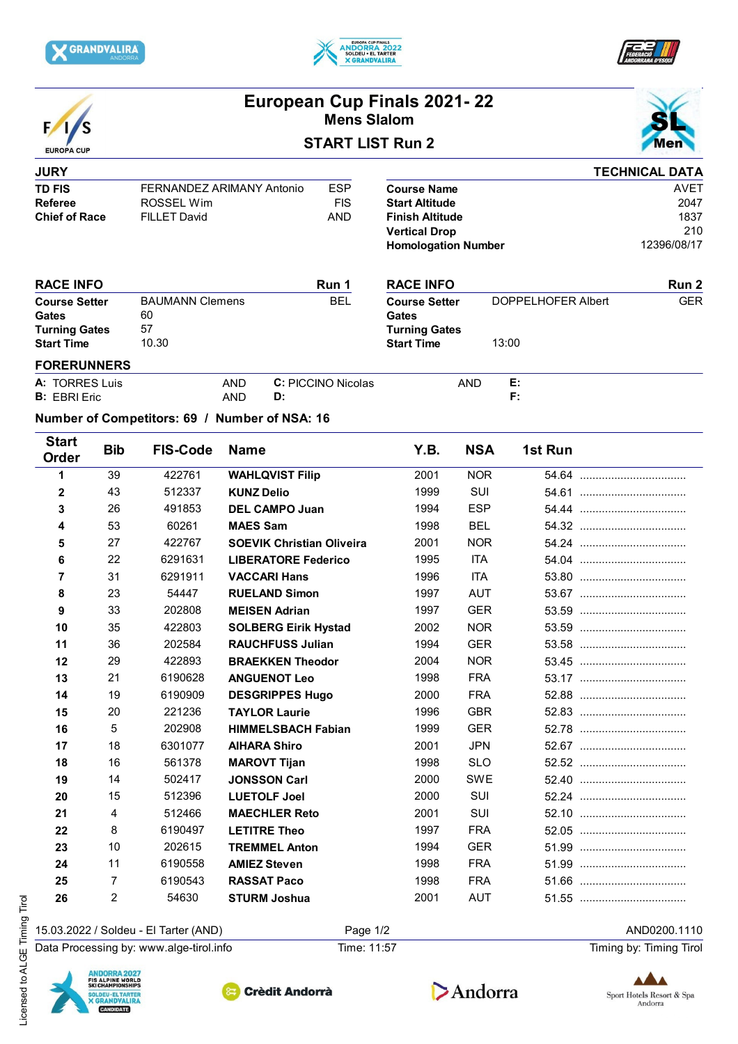# European Cup Finals 2021- 22

## Mens Slalom

### START LIST Run 2

**JURY**

| | | |
|---|---|---|
| **TD FIS** | FERNANDEZ ARIMANY Antonio | ESP |
| **Referee** | ROSSEL Wim | FIS |
| **Chief of Race** | FILLET David | AND |

**TECHNICAL DATA**

| | |
|---|---|
| **Course Name** | AVET |
| **Start Altitude** | 2047 |
| **Finish Altitude** | 1837 |
| **Vertical Drop** | 210 |
| **Homologation Number** | 12396/08/17 |

**RACE INFO** — Run 1

| | | |
|---|---|---|
| **Course Setter** | BAUMANN Clemens | BEL |
| **Gates** | 60 | |
| **Turning Gates** | 57 | |
| **Start Time** | 10.30 | |

**RACE INFO** — Run 2

| | | |
|---|---|---|
| **Course Setter** | DOPPELHOFER Albert | GER |
| **Gates** | | |
| **Turning Gates** | | |
| **Start Time** | 13:00 | |

**FORERUNNERS**

| | | | | |
|---|---|---|---|---|
| **A:** TORRES Luis | AND | **C:** PICCINO Nicolas | AND | **E:** |
| **B:** EBRI Eric | AND | **D:** | | **F:** |

**Number of Competitors: 69 / Number of NSA: 16**

| Start Order | Bib | FIS-Code | Name | Y.B. | NSA | 1st Run | |
|---|---|---|---|---|---|---|---|
| 1 | 39 | 422761 | **WAHLQVIST Filip** | 2001 | NOR | 54.64 | ................................ |
| 2 | 43 | 512337 | **KUNZ Delio** | 1999 | SUI | 54.61 | ................................ |
| 3 | 26 | 491853 | **DEL CAMPO Juan** | 1994 | ESP | 54.44 | ................................ |
| 4 | 53 | 60261 | **MAES Sam** | 1998 | BEL | 54.32 | ................................ |
| 5 | 27 | 422767 | **SOEVIK Christian Oliveira** | 2001 | NOR | 54.24 | ................................ |
| 6 | 22 | 6291631 | **LIBERATORE Federico** | 1995 | ITA | 54.04 | ................................ |
| 7 | 31 | 6291911 | **VACCARI Hans** | 1996 | ITA | 53.80 | ................................ |
| 8 | 23 | 54447 | **RUELAND Simon** | 1997 | AUT | 53.67 | ................................ |
| 9 | 33 | 202808 | **MEISEN Adrian** | 1997 | GER | 53.59 | ................................ |
| 10 | 35 | 422803 | **SOLBERG Eirik Hystad** | 2002 | NOR | 53.59 | ................................ |
| 11 | 36 | 202584 | **RAUCHFUSS Julian** | 1994 | GER | 53.58 | ................................ |
| 12 | 29 | 422893 | **BRAEKKEN Theodor** | 2004 | NOR | 53.45 | ................................ |
| 13 | 21 | 6190628 | **ANGUENOT Leo** | 1998 | FRA | 53.17 | ................................ |
| 14 | 19 | 6190909 | **DESGRIPPES Hugo** | 2000 | FRA | 52.88 | ................................ |
| 15 | 20 | 221236 | **TAYLOR Laurie** | 1996 | GBR | 52.83 | ................................ |
| 16 | 5 | 202908 | **HIMMELSBACH Fabian** | 1999 | GER | 52.78 | ................................ |
| 17 | 18 | 6301077 | **AIHARA Shiro** | 2001 | JPN | 52.67 | ................................ |
| 18 | 16 | 561378 | **MAROVT Tijan** | 1998 | SLO | 52.52 | ................................ |
| 19 | 14 | 502417 | **JONSSON Carl** | 2000 | SWE | 52.40 | ................................ |
| 20 | 15 | 512396 | **LUETOLF Joel** | 2000 | SUI | 52.24 | ................................ |
| 21 | 4 | 512466 | **MAECHLER Reto** | 2001 | SUI | 52.10 | ................................ |
| 22 | 8 | 6190497 | **LETITRE Theo** | 1997 | FRA | 52.05 | ................................ |
| 23 | 10 | 202615 | **TREMMEL Anton** | 1994 | GER | 51.99 | ................................ |
| 24 | 11 | 6190558 | **AMIEZ Steven** | 1998 | FRA | 51.99 | ................................ |
| 25 | 7 | 6190543 | **RASSAT Paco** | 1998 | FRA | 51.66 | ................................ |
| 26 | 2 | 54630 | **STURM Joshua** | 2001 | AUT | 51.55 | ................................ |

15.03.2022 / Soldeu - El Tarter (AND) — AND0200.1110

Data Processing by: www.alge-tirol.info — Time: 11:57 — Timing by: Timing Tirol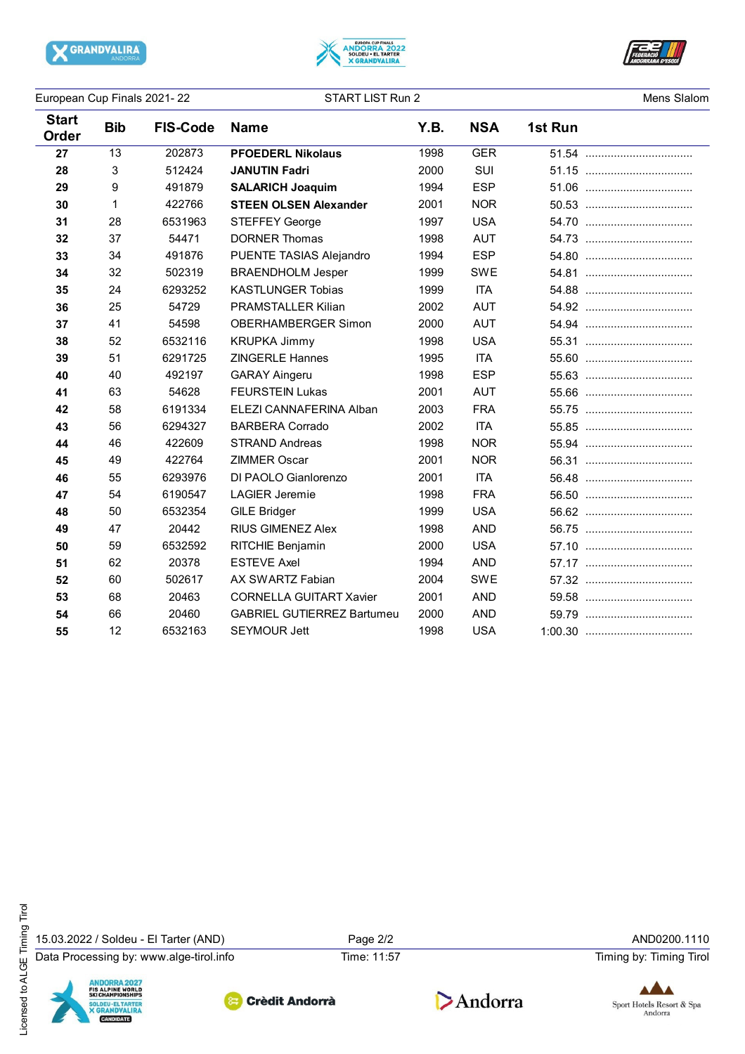European Cup Finals 2021- 22 | START LIST Run 2 | Mens Slalom

| Start Order | Bib | FIS-Code | Name | Y.B. | NSA | 1st Run | |
|---|---|---|---|---|---|---|---|
| **27** | 13 | 202873 | **PFOEDERL Nikolaus** | 1998 | GER | 51.54 | ................................ |
| **28** | 3 | 512424 | **JANUTIN Fadri** | 2000 | SUI | 51.15 | ................................ |
| **29** | 9 | 491879 | **SALARICH Joaquim** | 1994 | ESP | 51.06 | ................................ |
| **30** | 1 | 422766 | **STEEN OLSEN Alexander** | 2001 | NOR | 50.53 | ................................ |
| **31** | 28 | 6531963 | STEFFEY George | 1997 | USA | 54.70 | ................................ |
| **32** | 37 | 54471 | DORNER Thomas | 1998 | AUT | 54.73 | ................................ |
| **33** | 34 | 491876 | PUENTE TASIAS Alejandro | 1994 | ESP | 54.80 | ................................ |
| **34** | 32 | 502319 | BRAENDHOLM Jesper | 1999 | SWE | 54.81 | ................................ |
| **35** | 24 | 6293252 | KASTLUNGER Tobias | 1999 | ITA | 54.88 | ................................ |
| **36** | 25 | 54729 | PRAMSTALLER Kilian | 2002 | AUT | 54.92 | ................................ |
| **37** | 41 | 54598 | OBERHAMBERGER Simon | 2000 | AUT | 54.94 | ................................ |
| **38** | 52 | 6532116 | KRUPKA Jimmy | 1998 | USA | 55.31 | ................................ |
| **39** | 51 | 6291725 | ZINGERLE Hannes | 1995 | ITA | 55.60 | ................................ |
| **40** | 40 | 492197 | GARAY Aingeru | 1998 | ESP | 55.63 | ................................ |
| **41** | 63 | 54628 | FEURSTEIN Lukas | 2001 | AUT | 55.66 | ................................ |
| **42** | 58 | 6191334 | ELEZI CANNAFERINA Alban | 2003 | FRA | 55.75 | ................................ |
| **43** | 56 | 6294327 | BARBERA Corrado | 2002 | ITA | 55.85 | ................................ |
| **44** | 46 | 422609 | STRAND Andreas | 1998 | NOR | 55.94 | ................................ |
| **45** | 49 | 422764 | ZIMMER Oscar | 2001 | NOR | 56.31 | ................................ |
| **46** | 55 | 6293976 | DI PAOLO Gianlorenzo | 2001 | ITA | 56.48 | ................................ |
| **47** | 54 | 6190547 | LAGIER Jeremie | 1998 | FRA | 56.50 | ................................ |
| **48** | 50 | 6532354 | GILE Bridger | 1999 | USA | 56.62 | ................................ |
| **49** | 47 | 20442 | RIUS GIMENEZ Alex | 1998 | AND | 56.75 | ................................ |
| **50** | 59 | 6532592 | RITCHIE Benjamin | 2000 | USA | 57.10 | ................................ |
| **51** | 62 | 20378 | ESTEVE Axel | 1994 | AND | 57.17 | ................................ |
| **52** | 60 | 502617 | AX SWARTZ Fabian | 2004 | SWE | 57.32 | ................................ |
| **53** | 68 | 20463 | CORNELLA GUITART Xavier | 2001 | AND | 59.58 | ................................ |
| **54** | 66 | 20460 | GABRIEL GUTIERREZ Bartumeu | 2000 | AND | 59.79 | ................................ |
| **55** | 12 | 6532163 | SEYMOUR Jett | 1998 | USA | 1:00.30 | ................................ |

15.03.2022 / Soldeu - El Tarter (AND) | AND0200.1110

Data Processing by: www.alge-tirol.info | Time: 11:57 | Timing by: Timing Tirol

Licensed to ALGE Timing Tirol